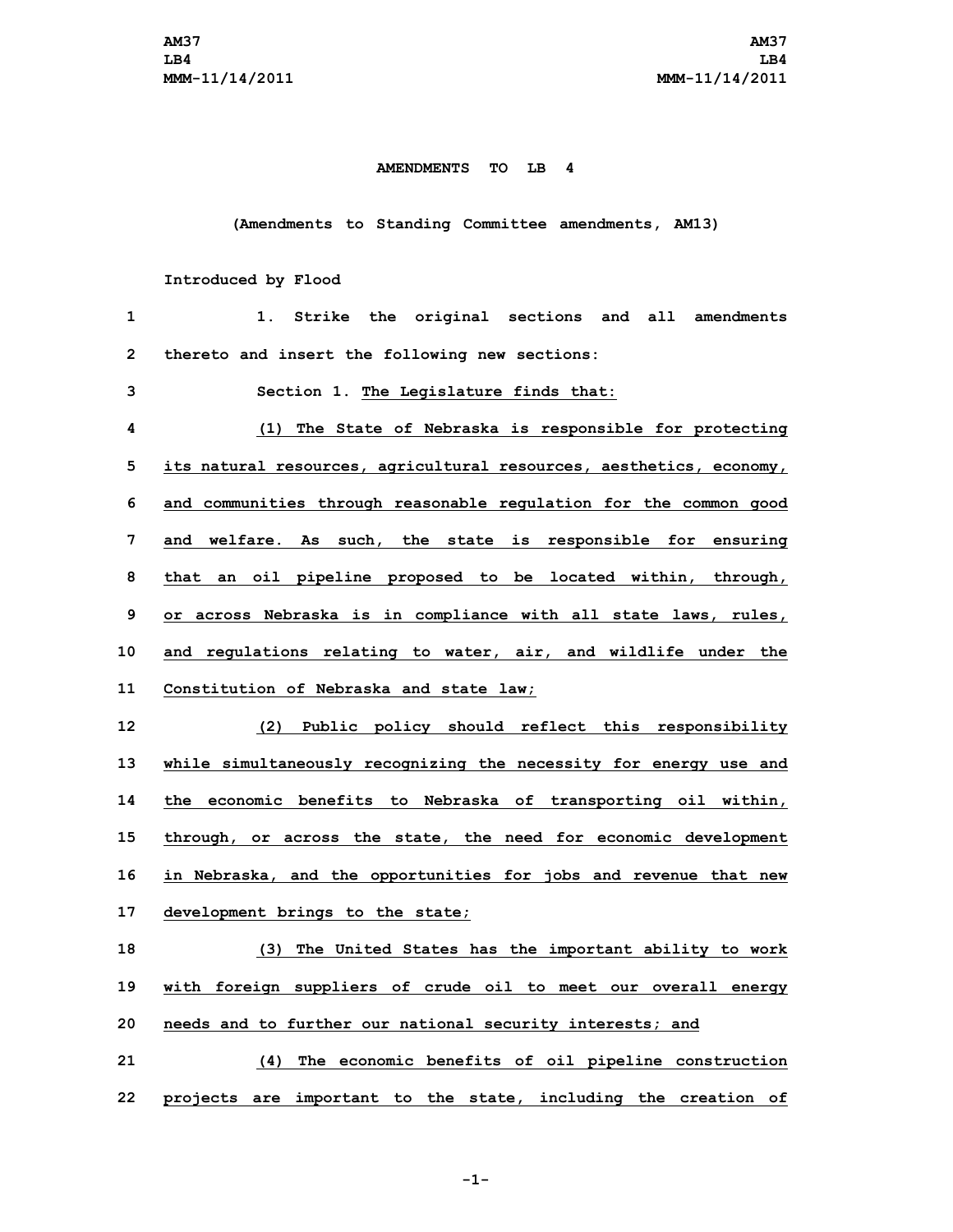# AMENDMENTS TO LB 4

(Amendments to Standing Committee amendments, AM13)

Introduced by Flood

1. Strike the original sections and all amendments thereto and insert the following new sections:

Section 1. The Legislature finds that:

(1) The State of Nebraska is responsible for protecting its natural resources, agricultural resources, aesthetics, economy, and communities through reasonable regulation for the common good and welfare. As such, the state is responsible for ensuring that an oil pipeline proposed to be located within, through, or across Nebraska is in compliance with all state laws, rules, and regulations relating to water, air, and wildlife under the Constitution of Nebraska and state law;

(2) Public policy should reflect this responsibility while simultaneously recognizing the necessity for energy use and the economic benefits to Nebraska of transporting oil within, through, or across the state, the need for economic development in Nebraska, and the opportunities for jobs and revenue that new development brings to the state;

(3) The United States has the important ability to work with foreign suppliers of crude oil to meet our overall energy needs and to further our national security interests; and

(4) The economic benefits of oil pipeline construction projects are important to the state, including the creation of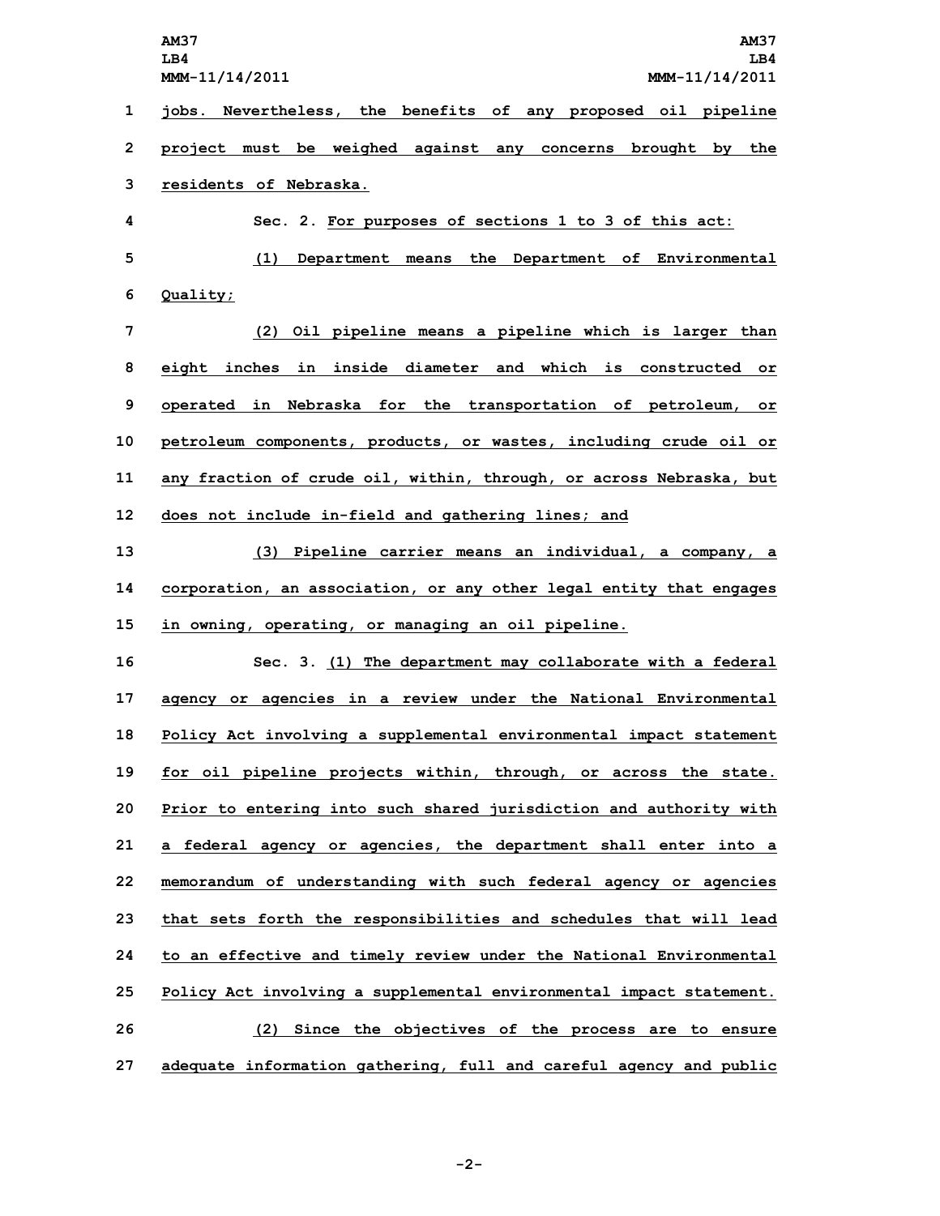jobs. Nevertheless, the benefits of any proposed oil pipeline project must be weighed against any concerns brought by the residents of Nebraska.

Sec. 2. For purposes of sections 1 to 3 of this act:

(1) Department means the Department of Environmental Quality;

(2) Oil pipeline means a pipeline which is larger than eight inches in inside diameter and which is constructed or operated in Nebraska for the transportation of petroleum, or petroleum components, products, or wastes, including crude oil or any fraction of crude oil, within, through, or across Nebraska, but does not include in-field and gathering lines; and

(3) Pipeline carrier means an individual, a company, a corporation, an association, or any other legal entity that engages in owning, operating, or managing an oil pipeline.

Sec. 3. (1) The department may collaborate with a federal agency or agencies in a review under the National Environmental Policy Act involving a supplemental environmental impact statement for oil pipeline projects within, through, or across the state. Prior to entering into such shared jurisdiction and authority with a federal agency or agencies, the department shall enter into a memorandum of understanding with such federal agency or agencies that sets forth the responsibilities and schedules that will lead to an effective and timely review under the National Environmental Policy Act involving a supplemental environmental impact statement.

(2) Since the objectives of the process are to ensure adequate information gathering, full and careful agency and public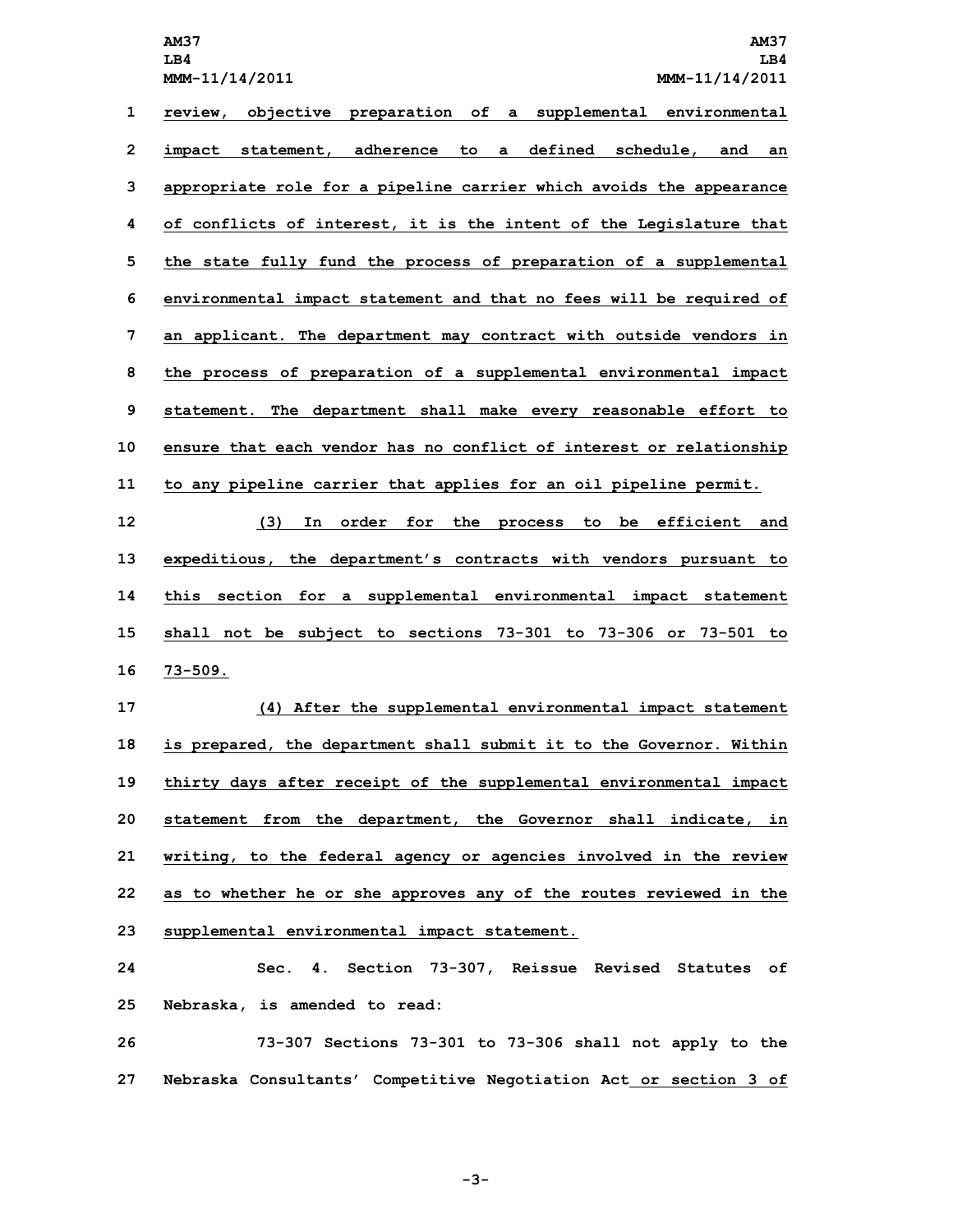review, objective preparation of a supplemental environmental impact statement, adherence to a defined schedule, and an appropriate role for a pipeline carrier which avoids the appearance of conflicts of interest, it is the intent of the Legislature that the state fully fund the process of preparation of a supplemental environmental impact statement and that no fees will be required of an applicant. The department may contract with outside vendors in the process of preparation of a supplemental environmental impact statement. The department shall make every reasonable effort to ensure that each vendor has no conflict of interest or relationship to any pipeline carrier that applies for an oil pipeline permit.

(3) In order for the process to be efficient and expeditious, the department's contracts with vendors pursuant to this section for a supplemental environmental impact statement shall not be subject to sections 73-301 to 73-306 or 73-501 to 73-509.

(4) After the supplemental environmental impact statement is prepared, the department shall submit it to the Governor. Within thirty days after receipt of the supplemental environmental impact statement from the department, the Governor shall indicate, in writing, to the federal agency or agencies involved in the review as to whether he or she approves any of the routes reviewed in the supplemental environmental impact statement.

Sec. 4. Section 73-307, Reissue Revised Statutes of Nebraska, is amended to read:

73-307 Sections 73-301 to 73-306 shall not apply to the Nebraska Consultants' Competitive Negotiation Act or section 3 of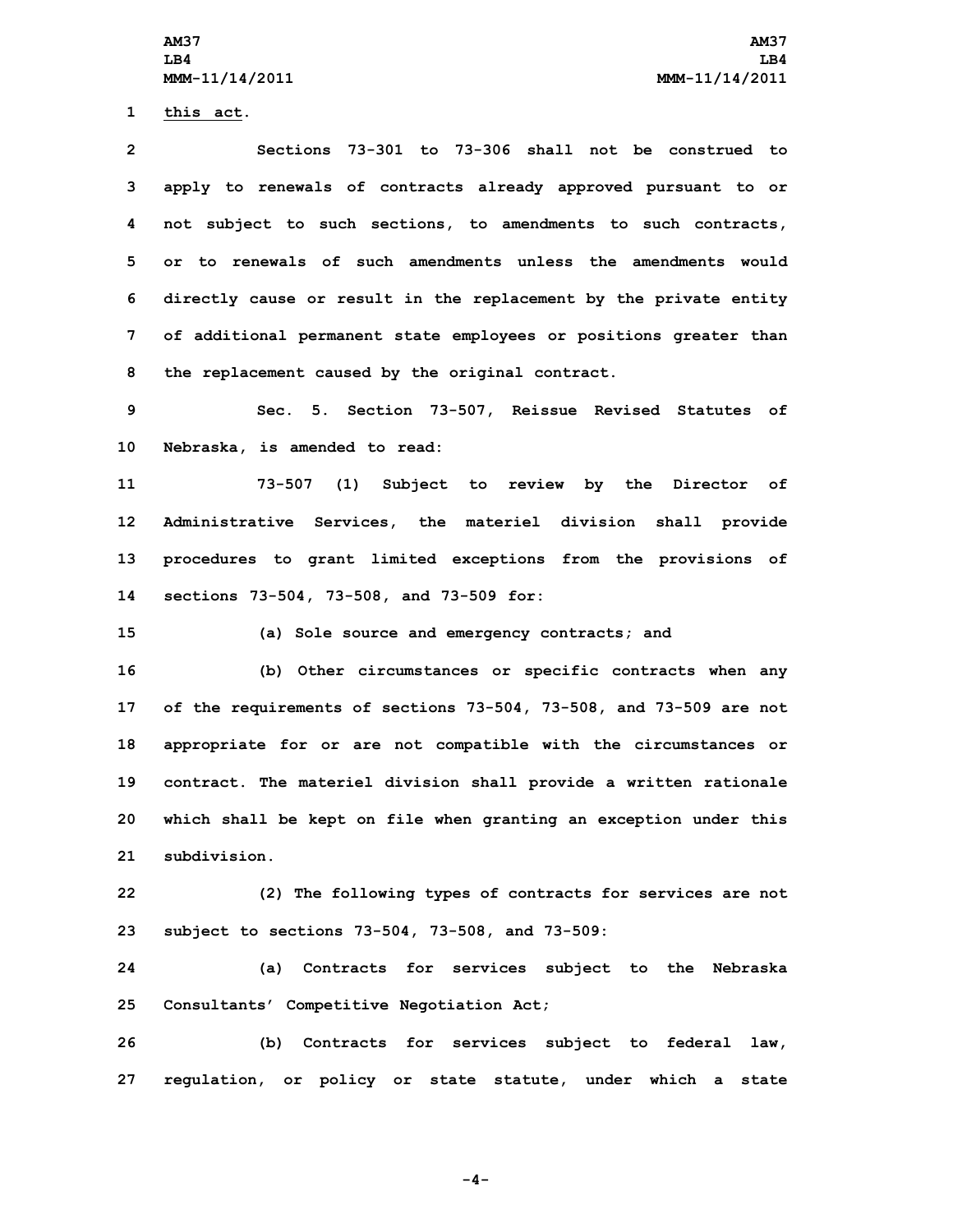this act.

Sections 73-301 to 73-306 shall not be construed to apply to renewals of contracts already approved pursuant to or not subject to such sections, to amendments to such contracts, or to renewals of such amendments unless the amendments would directly cause or result in the replacement by the private entity of additional permanent state employees or positions greater than the replacement caused by the original contract.

Sec. 5. Section 73-507, Reissue Revised Statutes of Nebraska, is amended to read:

73-507 (1) Subject to review by the Director of Administrative Services, the materiel division shall provide procedures to grant limited exceptions from the provisions of sections 73-504, 73-508, and 73-509 for:

(a) Sole source and emergency contracts; and

(b) Other circumstances or specific contracts when any of the requirements of sections 73-504, 73-508, and 73-509 are not appropriate for or are not compatible with the circumstances or contract. The materiel division shall provide a written rationale which shall be kept on file when granting an exception under this subdivision.

(2) The following types of contracts for services are not subject to sections 73-504, 73-508, and 73-509:

(a) Contracts for services subject to the Nebraska Consultants' Competitive Negotiation Act;

(b) Contracts for services subject to federal law, regulation, or policy or state statute, under which a state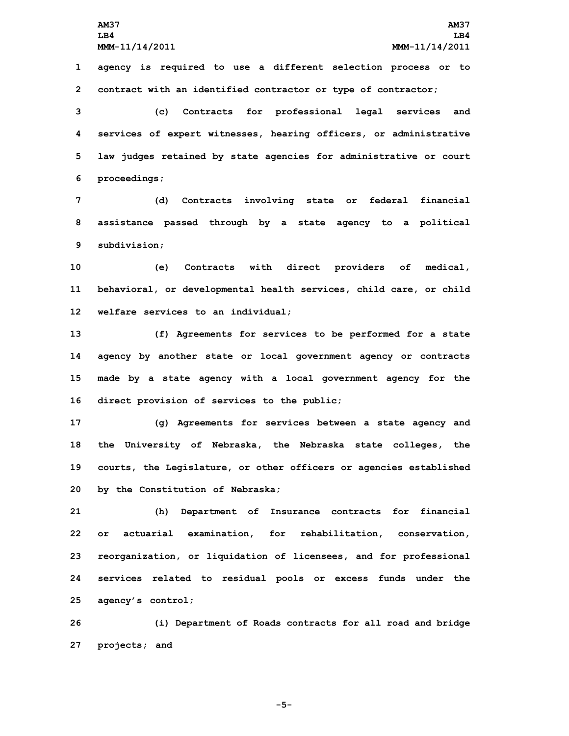agency is required to use a different selection process or to contract with an identified contractor or type of contractor;

(c) Contracts for professional legal services and services of expert witnesses, hearing officers, or administrative law judges retained by state agencies for administrative or court proceedings;

(d) Contracts involving state or federal financial assistance passed through by a state agency to a political subdivision;

(e) Contracts with direct providers of medical, behavioral, or developmental health services, child care, or child welfare services to an individual;

(f) Agreements for services to be performed for a state agency by another state or local government agency or contracts made by a state agency with a local government agency for the direct provision of services to the public;

(g) Agreements for services between a state agency and the University of Nebraska, the Nebraska state colleges, the courts, the Legislature, or other officers or agencies established by the Constitution of Nebraska;

(h) Department of Insurance contracts for financial or actuarial examination, for rehabilitation, conservation, reorganization, or liquidation of licensees, and for professional services related to residual pools or excess funds under the agency's control;

(i) Department of Roads contracts for all road and bridge projects; ~~and~~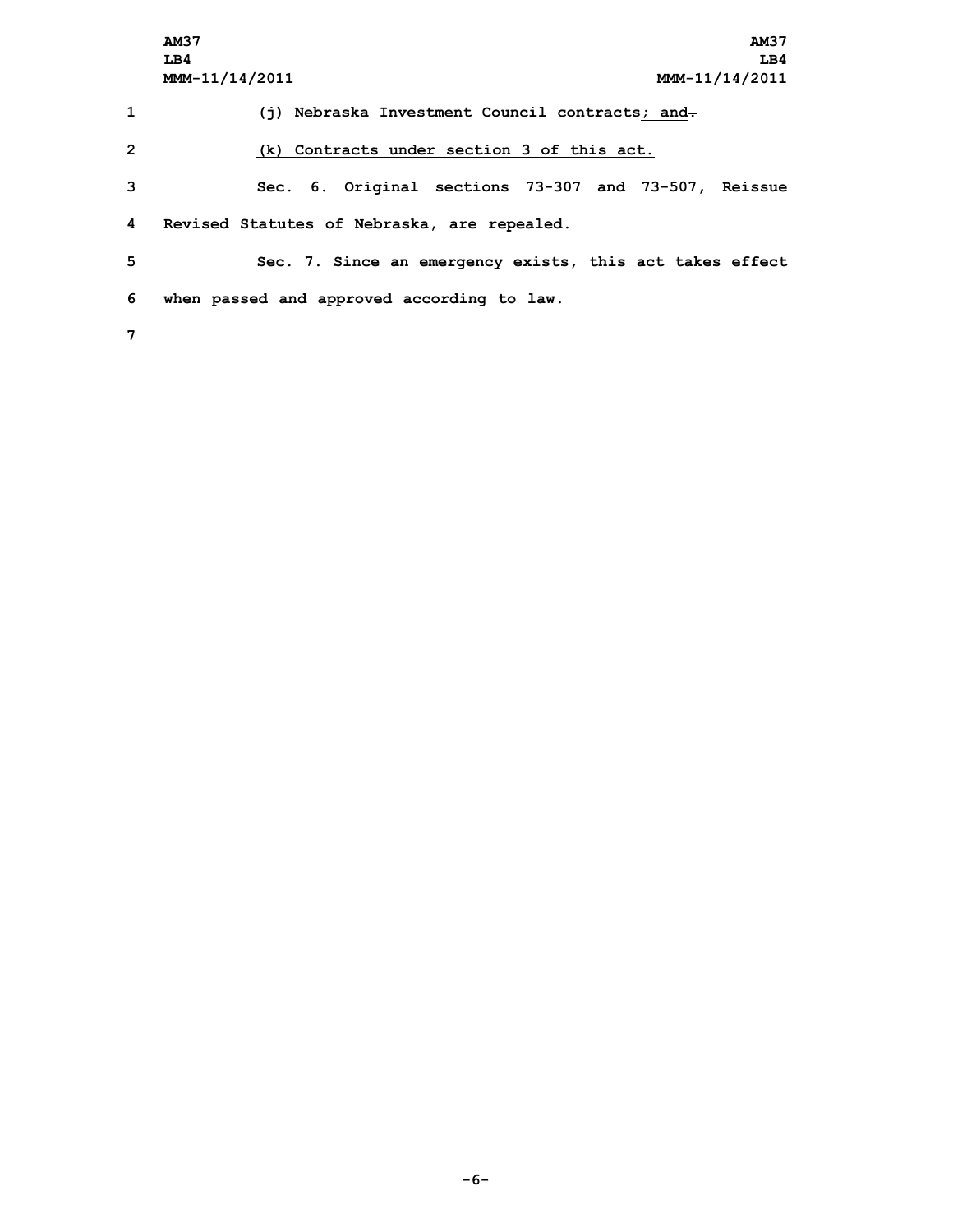(j) Nebraska Investment Council contracts; and.

(k) Contracts under section 3 of this act.

Sec. 6. Original sections 73-307 and 73-507, Reissue Revised Statutes of Nebraska, are repealed.

Sec. 7. Since an emergency exists, this act takes effect when passed and approved according to law.